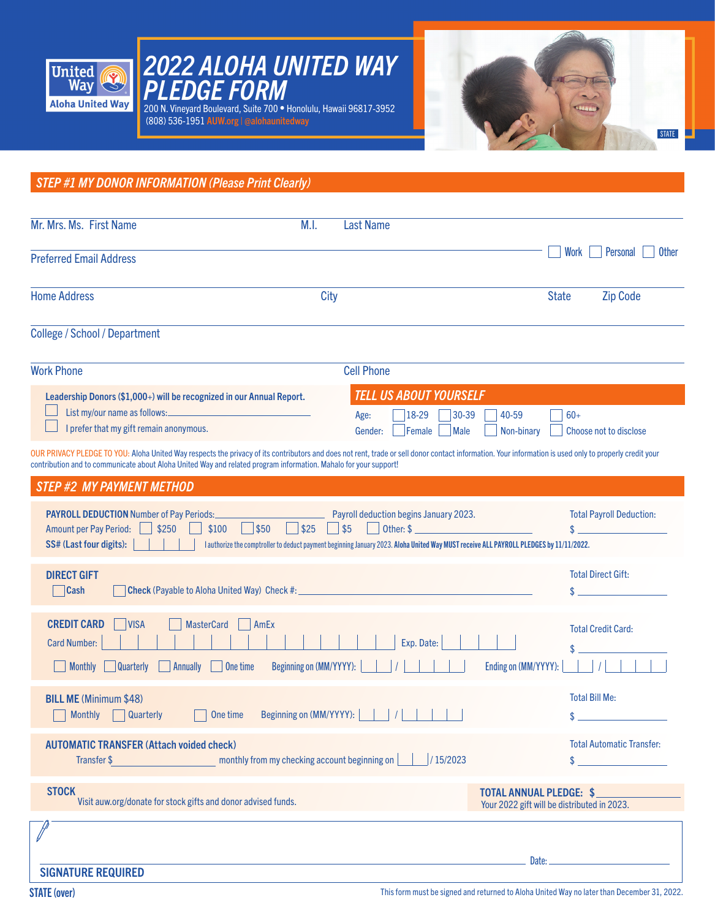United Way
Aloha United Way

# 2022 ALOHA UNITED WAY PLEDGE FORM

200 N. Vineyard Boulevard, Suite 700 • Honolulu, Hawaii 96817-3952
(808) 536-1951 AUW.org | @alohaunitedway

STATE

## STEP #1 MY DONOR INFORMATION (Please Print Clearly)

Mr. Mrs. Ms. First Name M.I. Last Name

Preferred Email Address ☐ Work ☐ Personal ☐ Other

Home Address City State Zip Code

College / School / Department

Work Phone Cell Phone

**Leadership Donors ($1,000+) will be recognized in our Annual Report.**

☐ List my/our name as follows: ______________________

☐ I prefer that my gift remain anonymous.

### TELL US ABOUT YOURSELF

Age: ☐ 18-29 ☐ 30-39 ☐ 40-59 ☐ 60+

Gender: ☐ Female ☐ Male ☐ Non-binary ☐ Choose not to disclose

OUR PRIVACY PLEDGE TO YOU: Aloha United Way respects the privacy of its contributors and does not rent, trade or sell donor contact information. Your information is used only to properly credit your contribution and to communicate about Aloha United Way and related program information. Mahalo for your support!

## STEP #2 MY PAYMENT METHOD

**PAYROLL DEDUCTION** Number of Pay Periods: ______________ Payroll deduction begins January 2023.

Amount per Pay Period: ☐ $250 ☐ $100 ☐ $50 ☐ $25 ☐ $5 ☐ Other: $ ______________

**SS# (Last four digits):** ☐☐☐☐ I authorize the comptroller to deduct payment beginning January 2023. **Aloha United Way MUST receive ALL PAYROLL PLEDGES by 11/11/2022.**

Total Payroll Deduction: $ ______________

**DIRECT GIFT**

☐ **Cash** ☐ **Check** (Payable to Aloha United Way) Check #: ______________

Total Direct Gift: $ ______________

**CREDIT CARD** ☐ VISA ☐ MasterCard ☐ AmEx

Card Number: ☐☐☐☐☐☐☐☐☐☐☐☐☐☐☐☐ Exp. Date: ☐☐/☐☐

☐ Monthly ☐ Quarterly ☐ Annually ☐ One time Beginning on (MM/YYYY): ☐☐ / ☐☐☐☐ Ending on (MM/YYYY): ☐☐ / ☐☐☐☐

Total Credit Card: $ ______________

**BILL ME** (Minimum $48)

☐ Monthly ☐ Quarterly ☐ One time Beginning on (MM/YYYY): ☐☐ / ☐☐☐☐

Total Bill Me: $ ______________

**AUTOMATIC TRANSFER (Attach voided check)**

Transfer $ ______________ monthly from my checking account beginning on ☐☐ / 15/2023

Total Automatic Transfer: $ ______________

**STOCK**

Visit auw.org/donate for stock gifts and donor advised funds.

**TOTAL ANNUAL PLEDGE: $** ______________
Your 2022 gift will be distributed in 2023.

Date: ______________

**SIGNATURE REQUIRED**

**STATE (over)**

This form must be signed and returned to Aloha United Way no later than December 31, 2022.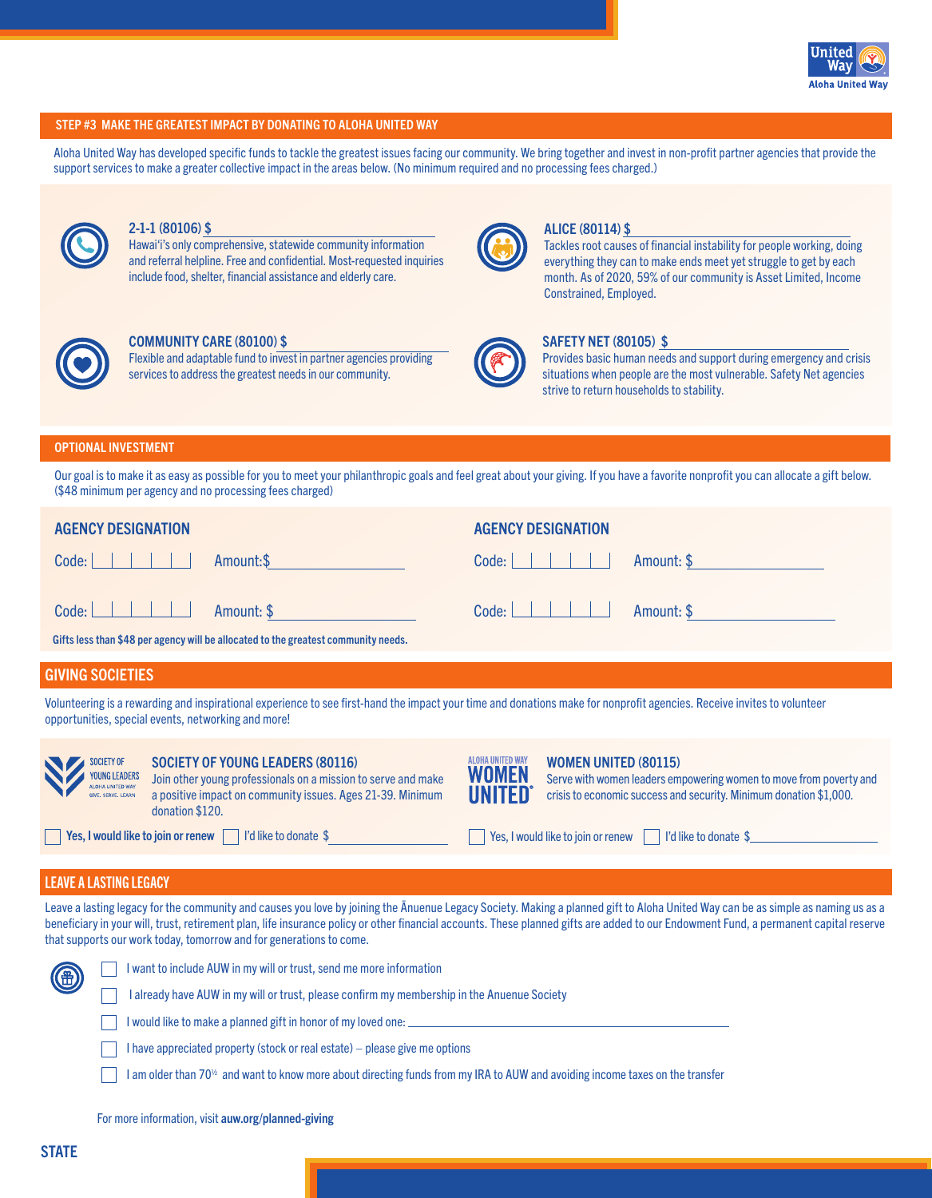## STEP #3 MAKE THE GREATEST IMPACT BY DONATING TO ALOHA UNITED WAY

Aloha United Way has developed specific funds to tackle the greatest issues facing our community. We bring together and invest in non-profit partner agencies that provide the support services to make a greater collective impact in the areas below. (No minimum required and no processing fees charged.)

**2-1-1 (80106) $ ________**
Hawai'i's only comprehensive, statewide community information and referral helpline. Free and confidential. Most-requested inquiries include food, shelter, financial assistance and elderly care.

**ALICE (80114) $ ________**
Tackles root causes of financial instability for people working, doing everything they can to make ends meet yet struggle to get by each month. As of 2020, 59% of our community is Asset Limited, Income Constrained, Employed.

**COMMUNITY CARE (80100) $ ________**
Flexible and adaptable fund to invest in partner agencies providing services to address the greatest needs in our community.

**SAFETY NET (80105) $ ________**
Provides basic human needs and support during emergency and crisis situations when people are the most vulnerable. Safety Net agencies strive to return households to stability.

## OPTIONAL INVESTMENT

Our goal is to make it as easy as possible for you to meet your philanthropic goals and feel great about your giving. If you have a favorite nonprofit you can allocate a gift below. ($48 minimum per agency and no processing fees charged)

| AGENCY DESIGNATION | | AGENCY DESIGNATION | |
|---|---|---|---|
| Code: ______ | Amount: $ ________ | Code: ______ | Amount: $ ________ |
| Code: ______ | Amount: $ ________ | Code: ______ | Amount: $ ________ |

**Gifts less than $48 per agency will be allocated to the greatest community needs.**

## GIVING SOCIETIES

Volunteering is a rewarding and inspirational experience to see first-hand the impact your time and donations make for nonprofit agencies. Receive invites to volunteer opportunities, special events, networking and more!

**SOCIETY OF YOUNG LEADERS (80116)**
Join other young professionals on a mission to serve and make a positive impact on community issues. Ages 21-39. Minimum donation $120.

- ☐ **Yes, I would like to join or renew**
- ☐ I'd like to donate $ ________

**WOMEN UNITED (80115)**
Serve with women leaders empowering women to move from poverty and crisis to economic success and security. Minimum donation $1,000.

- ☐ Yes, I would like to join or renew
- ☐ I'd like to donate $ ________

## LEAVE A LASTING LEGACY

Leave a lasting legacy for the community and causes you love by joining the Ānuenue Legacy Society. Making a planned gift to Aloha United Way can be as simple as naming us as a beneficiary in your will, trust, retirement plan, life insurance policy or other financial accounts. These planned gifts are added to our Endowment Fund, a permanent capital reserve that supports our work today, tomorrow and for generations to come.

- ☐ I want to include AUW in my will or trust, send me more information
- ☐ I already have AUW in my will or trust, please confirm my membership in the Anuenue Society
- ☐ I would like to make a planned gift in honor of my loved one: ________________
- ☐ I have appreciated property (stock or real estate) – please give me options
- ☐ I am older than 70½ and want to know more about directing funds from my IRA to AUW and avoiding income taxes on the transfer

For more information, visit **auw.org/planned-giving**

**STATE**